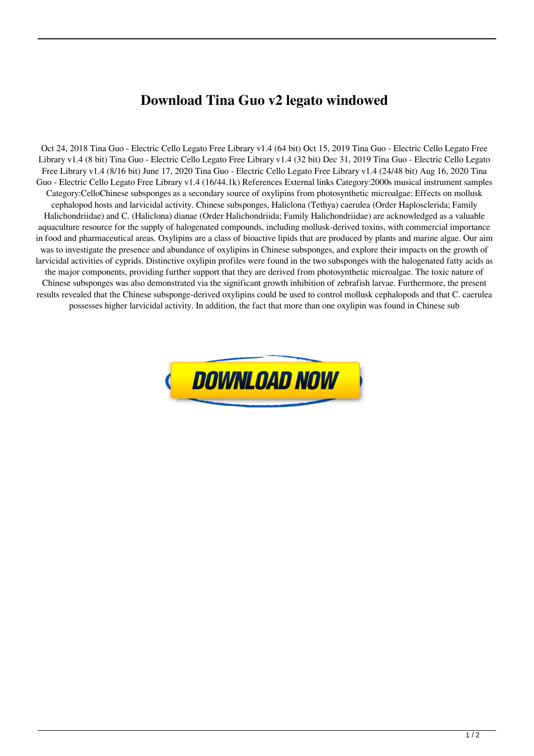# Download Tina Guo v2 legato windowed

Oct 24, 2018 Tina Guo - Electric Cello Legato Free Library v1.4 (64 bit) Oct 15, 2019 Tina Guo - Electric Cello Legato Free Library v1.4 (8 bit) Tina Guo - Electric Cello Legato Free Library v1.4 (32 bit) Dec 31, 2019 Tina Guo - Electric Cello Legato Free Library v1.4 (8/16 bit) June 17, 2020 Tina Guo - Electric Cello Legato Free Library v1.4 (24/48 bit) Aug 16, 2020 Tina Guo - Electric Cello Legato Free Library v1.4 (16/44.1k) References External links Category:2000s musical instrument samples Category:CelloChinese subsponges as a secondary source of oxylipins from photosynthetic microalgae: Effects on mollusk cephalopod hosts and larvicidal activity. Chinese subsponges, Haliclona (Tethya) caerulea (Order Haplosclerida; Family Halichondriidae) and C. (Haliclona) dianae (Order Halichondriida; Family Halichondriidae) are acknowledged as a valuable aquaculture resource for the supply of halogenated compounds, including mollusk-derived toxins, with commercial importance in food and pharmaceutical areas. Oxylipins are a class of bioactive lipids that are produced by plants and marine algae. Our aim was to investigate the presence and abundance of oxylipins in Chinese subsponges, and explore their impacts on the growth of larvicidal activities of cyprids. Distinctive oxylipin profiles were found in the two subsponges with the halogenated fatty acids as the major components, providing further support that they are derived from photosynthetic microalgae. The toxic nature of Chinese subsponges was also demonstrated via the significant growth inhibition of zebrafish larvae. Furthermore, the present results revealed that the Chinese subsponge-derived oxylipins could be used to control mollusk cephalopods and that C. caerulea possesses higher larvicidal activity. In addition, the fact that more than one oxylipin was found in Chinese sub

DOWNLOAD NOW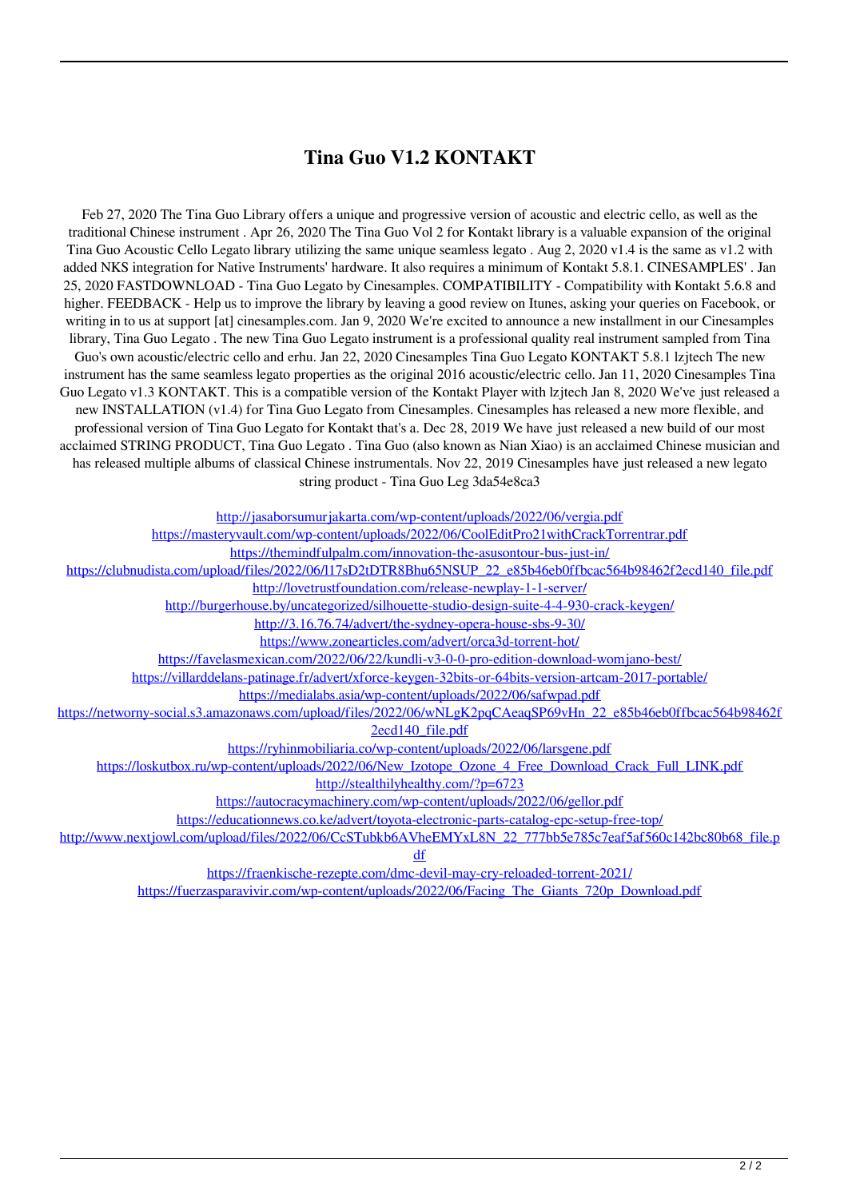# Tina Guo V1.2 KONTAKT

Feb 27, 2020 The Tina Guo Library offers a unique and progressive version of acoustic and electric cello, as well as the traditional Chinese instrument . Apr 26, 2020 The Tina Guo Vol 2 for Kontakt library is a valuable expansion of the original Tina Guo Acoustic Cello Legato library utilizing the same unique seamless legato . Aug 2, 2020 v1.4 is the same as v1.2 with added NKS integration for Native Instruments' hardware. It also requires a minimum of Kontakt 5.8.1. CINESAMPLES' . Jan 25, 2020 FASTDOWNLOAD - Tina Guo Legato by Cinesamples. COMPATIBILITY - Compatibility with Kontakt 5.6.8 and higher. FEEDBACK - Help us to improve the library by leaving a good review on Itunes, asking your queries on Facebook, or writing in to us at support [at] cinesamples.com. Jan 9, 2020 We're excited to announce a new installment in our Cinesamples library, Tina Guo Legato . The new Tina Guo Legato instrument is a professional quality real instrument sampled from Tina Guo's own acoustic/electric cello and erhu. Jan 22, 2020 Cinesamples Tina Guo Legato KONTAKT 5.8.1 lzjtech The new instrument has the same seamless legato properties as the original 2016 acoustic/electric cello. Jan 11, 2020 Cinesamples Tina Guo Legato v1.3 KONTAKT. This is a compatible version of the Kontakt Player with lzjtech Jan 8, 2020 We've just released a new INSTALLATION (v1.4) for Tina Guo Legato from Cinesamples. Cinesamples has released a new more flexible, and professional version of Tina Guo Legato for Kontakt that's a. Dec 28, 2019 We have just released a new build of our most acclaimed STRING PRODUCT, Tina Guo Legato . Tina Guo (also known as Nian Xiao) is an acclaimed Chinese musician and has released multiple albums of classical Chinese instrumentals. Nov 22, 2019 Cinesamples have just released a new legato string product - Tina Guo Leg 3da54e8ca3

http://jasaborsumurjakarta.com/wp-content/uploads/2022/06/vergia.pdf
https://masteryvault.com/wp-content/uploads/2022/06/CoolEditPro21withCrackTorrentrar.pdf
https://themindfulpalm.com/innovation-the-asusontour-bus-just-in/
https://clubnudista.com/upload/files/2022/06/l17sD2tDTR8Bhu65NSUP_22_e85b46eb0ffbcac564b98462f2ecd140_file.pdf
http://lovetrustfoundation.com/release-newplay-1-1-server/
http://burgerhouse.by/uncategorized/silhouette-studio-design-suite-4-4-930-crack-keygen/
http://3.16.76.74/advert/the-sydney-opera-house-sbs-9-30/
https://www.zonearticles.com/advert/orca3d-torrent-hot/
https://favelasmexican.com/2022/06/22/kundli-v3-0-0-pro-edition-download-womjano-best/
https://villarddelans-patinage.fr/advert/xforce-keygen-32bits-or-64bits-version-artcam-2017-portable/
https://medialabs.asia/wp-content/uploads/2022/06/safwpad.pdf
https://networny-social.s3.amazonaws.com/upload/files/2022/06/wNLgK2pqCAeaqSP69vHn_22_e85b46eb0ffbcac564b98462f2ecd140_file.pdf
https://ryhinmobiliaria.co/wp-content/uploads/2022/06/larsgene.pdf
https://loskutbox.ru/wp-content/uploads/2022/06/New_Izotope_Ozone_4_Free_Download_Crack_Full_LINK.pdf
http://stealthilyhealthy.com/?p=6723
https://autocracymachinery.com/wp-content/uploads/2022/06/gellor.pdf
https://educationnews.co.ke/advert/toyota-electronic-parts-catalog-epc-setup-free-top/
http://www.nextjowl.com/upload/files/2022/06/CcSTubkb6AVheEMYxL8N_22_777bb5e785c7eaf5af560c142bc80b68_file.pdf
https://fraenkische-rezepte.com/dmc-devil-may-cry-reloaded-torrent-2021/
https://fuerzasparavivir.com/wp-content/uploads/2022/06/Facing_The_Giants_720p_Download.pdf